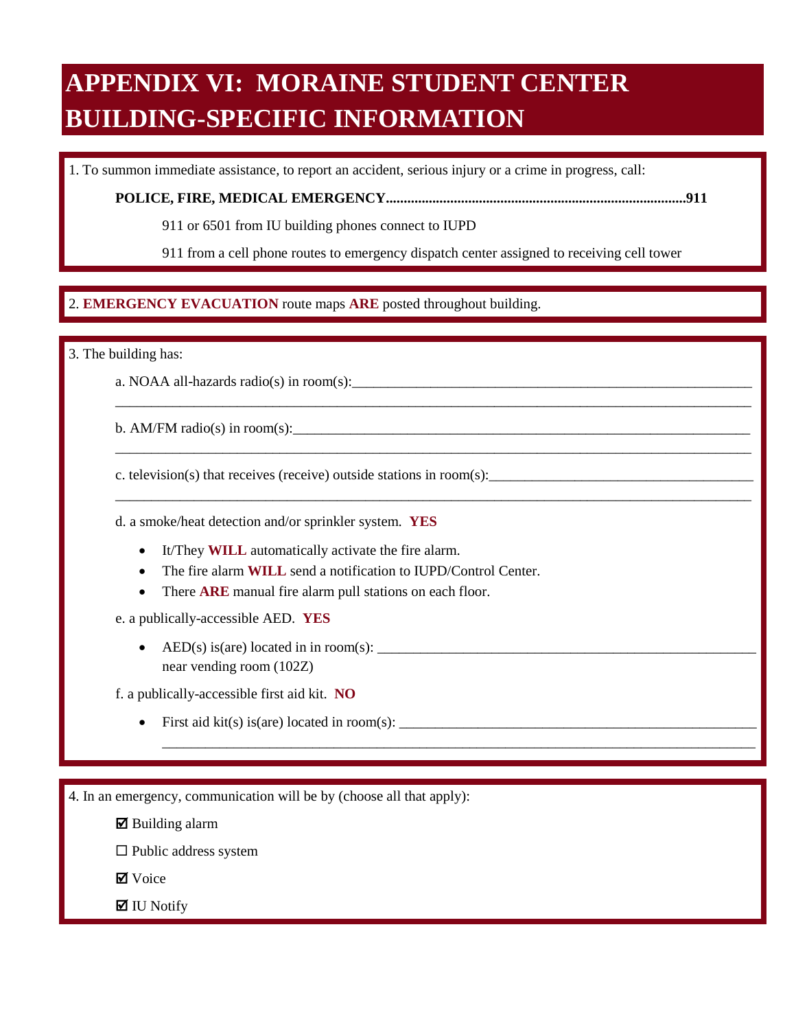# APPENDIX VI: MORAINE STUDENT CENTER BUILDING-SPECIFIC INFORMATION

1. To summon immediate assistance, to report an accident, serious injury or a crime in progress, call:

   **POLICE, FIRE, MEDICAL EMERGENCY....................................................................................911**

   911 or 6501 from IU building phones connect to IUPD

   911 from a cell phone routes to emergency dispatch center assigned to receiving cell tower

2. **EMERGENCY EVACUATION** route maps **ARE** posted throughout building.

3. The building has:

   a. NOAA all-hazards radio(s) in room(s):______________________________________________________________

   b. AM/FM radio(s) in room(s):______________________________________________________________

   c. television(s) that receives (receive) outside stations in room(s):______________________________________________________________

   d. a smoke/heat detection and/or sprinkler system. **YES**

   - It/They **WILL** automatically activate the fire alarm.
   - The fire alarm **WILL** send a notification to IUPD/Control Center.
   - There **ARE** manual fire alarm pull stations on each floor.

   e. a publically-accessible AED. **YES**

   - AED(s) is(are) located in in room(s): ______________________________ near vending room (102Z)

   f. a publically-accessible first aid kit. **NO**

   - First aid kit(s) is(are) located in room(s): ______________________________

4. In an emergency, communication will be by (choose all that apply):

   ☑ Building alarm

   ☐ Public address system

   ☑ Voice

   ☑ IU Notify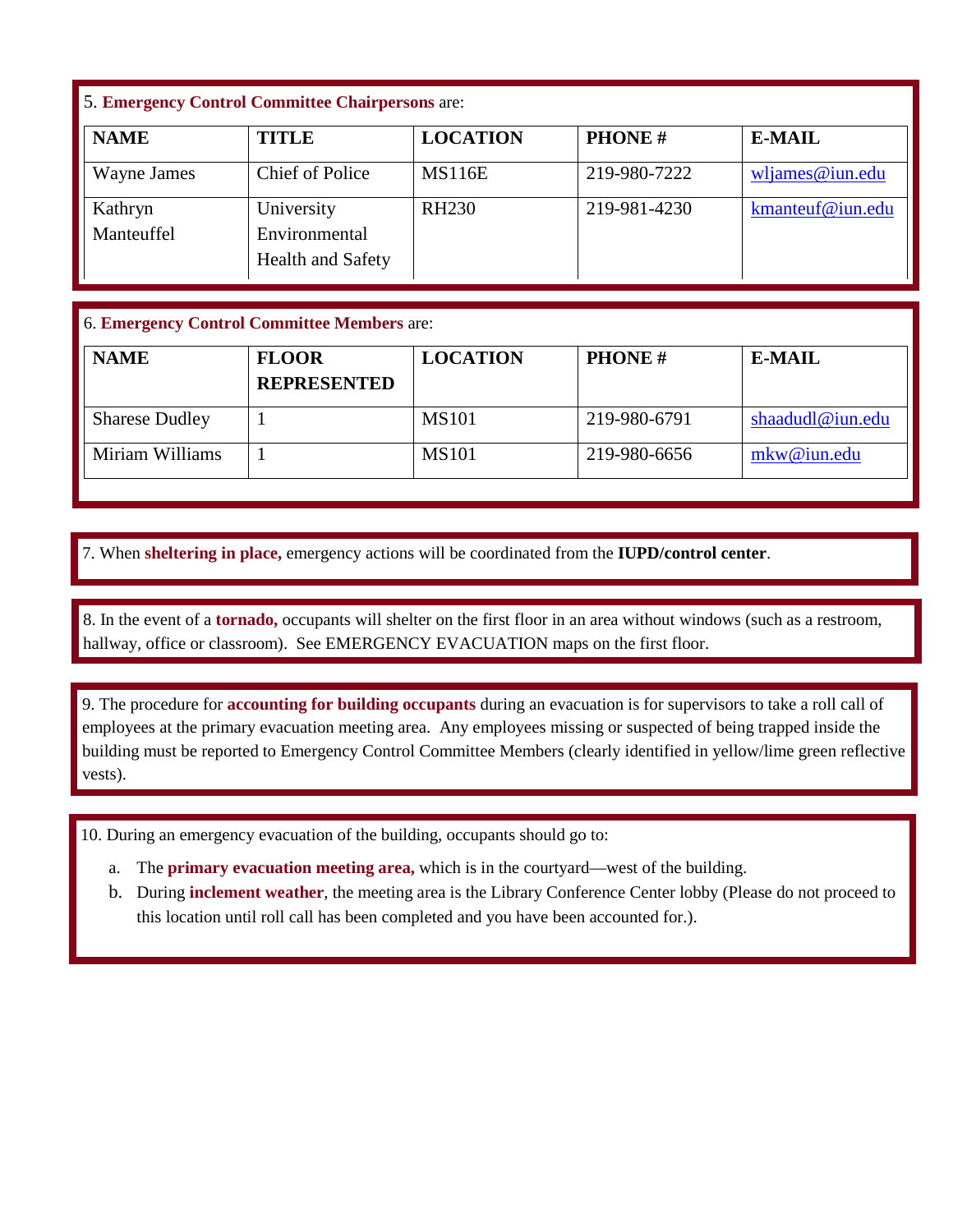5. **Emergency Control Committee Chairpersons** are:

| NAME | TITLE | LOCATION | PHONE # | E-MAIL |
|---|---|---|---|---|
| Wayne James | Chief of Police | MS116E | 219-980-7222 | wljames@iun.edu |
| Kathryn Manteuffel | University Environmental Health and Safety | RH230 | 219-981-4230 | kmanteuf@iun.edu |

6. **Emergency Control Committee Members** are:

| NAME | FLOOR REPRESENTED | LOCATION | PHONE # | E-MAIL |
|---|---|---|---|---|
| Sharese Dudley | 1 | MS101 | 219-980-6791 | shaadudl@iun.edu |
| Miriam Williams | 1 | MS101 | 219-980-6656 | mkw@iun.edu |

7. When **sheltering in place,** emergency actions will be coordinated from the **IUPD/control center**.

8. In the event of a **tornado,** occupants will shelter on the first floor in an area without windows (such as a restroom, hallway, office or classroom). See EMERGENCY EVACUATION maps on the first floor.

9. The procedure for **accounting for building occupants** during an evacuation is for supervisors to take a roll call of employees at the primary evacuation meeting area. Any employees missing or suspected of being trapped inside the building must be reported to Emergency Control Committee Members (clearly identified in yellow/lime green reflective vests).

10. During an emergency evacuation of the building, occupants should go to:

a. The **primary evacuation meeting area,** which is in the courtyard—west of the building.
b. During **inclement weather**, the meeting area is the Library Conference Center lobby (Please do not proceed to this location until roll call has been completed and you have been accounted for.).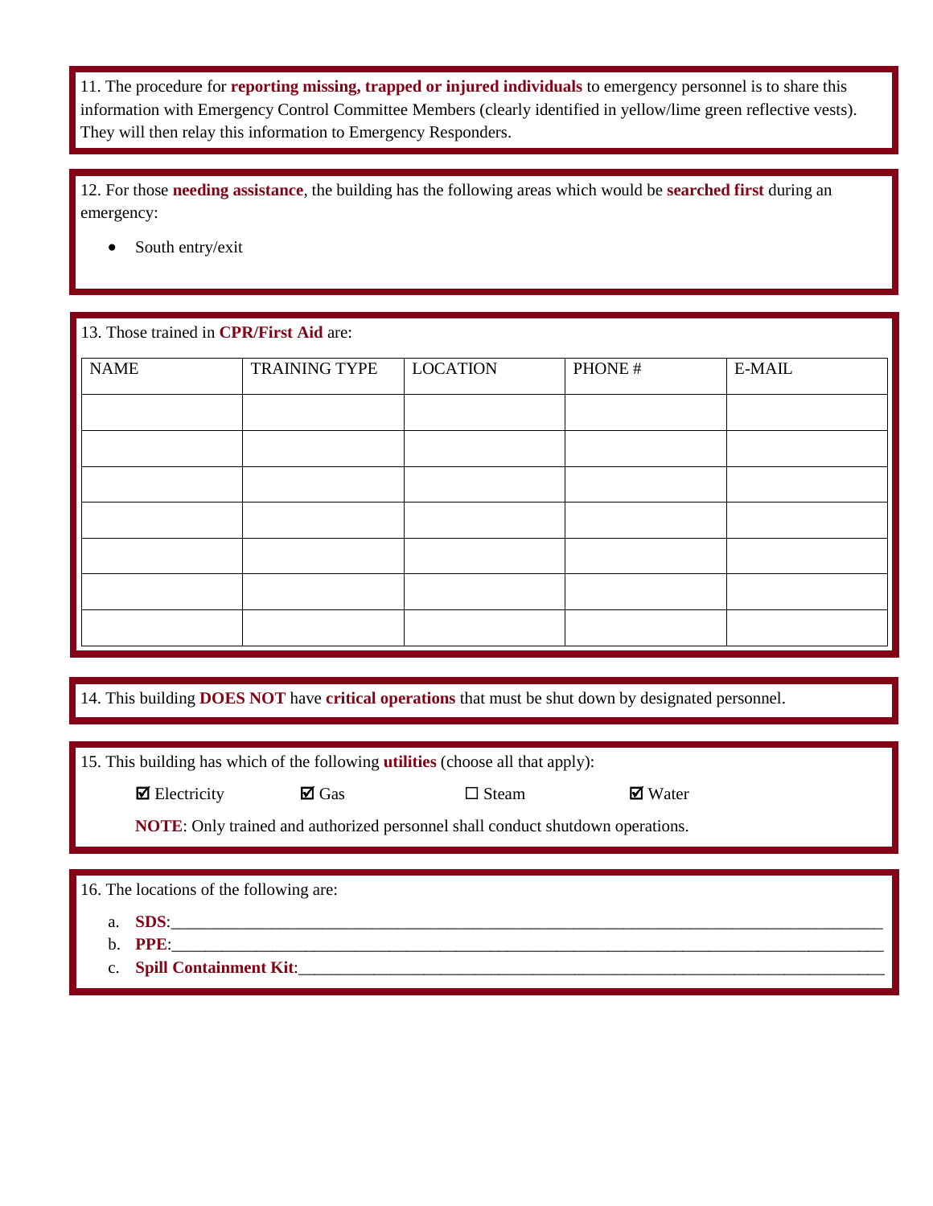11. The procedure for **reporting missing, trapped or injured individuals** to emergency personnel is to share this information with Emergency Control Committee Members (clearly identified in yellow/lime green reflective vests). They will then relay this information to Emergency Responders.

12. For those **needing assistance**, the building has the following areas which would be **searched first** during an emergency:

- South entry/exit

13. Those trained in **CPR/First Aid** are:

| NAME | TRAINING TYPE | LOCATION | PHONE # | E-MAIL |
|---|---|---|---|---|
| | | | | |
| | | | | |
| | | | | |
| | | | | |
| | | | | |
| | | | | |
| | | | | |

14. This building **DOES NOT** have **critical operations** that must be shut down by designated personnel.

15. This building has which of the following **utilities** (choose all that apply):

☑ Electricity ☑ Gas ☐ Steam ☑ Water

**NOTE**: Only trained and authorized personnel shall conduct shutdown operations.

16. The locations of the following are:

a. **SDS**:\_\_\_\_\_\_\_\_\_\_\_\_\_\_\_\_\_\_\_\_\_\_\_\_\_\_\_\_\_\_\_\_\_\_\_\_\_\_\_\_
b. **PPE**:\_\_\_\_\_\_\_\_\_\_\_\_\_\_\_\_\_\_\_\_\_\_\_\_\_\_\_\_\_\_\_\_\_\_\_\_\_\_\_\_
c. **Spill Containment Kit**:\_\_\_\_\_\_\_\_\_\_\_\_\_\_\_\_\_\_\_\_\_\_\_\_\_\_\_\_\_\_\_\_